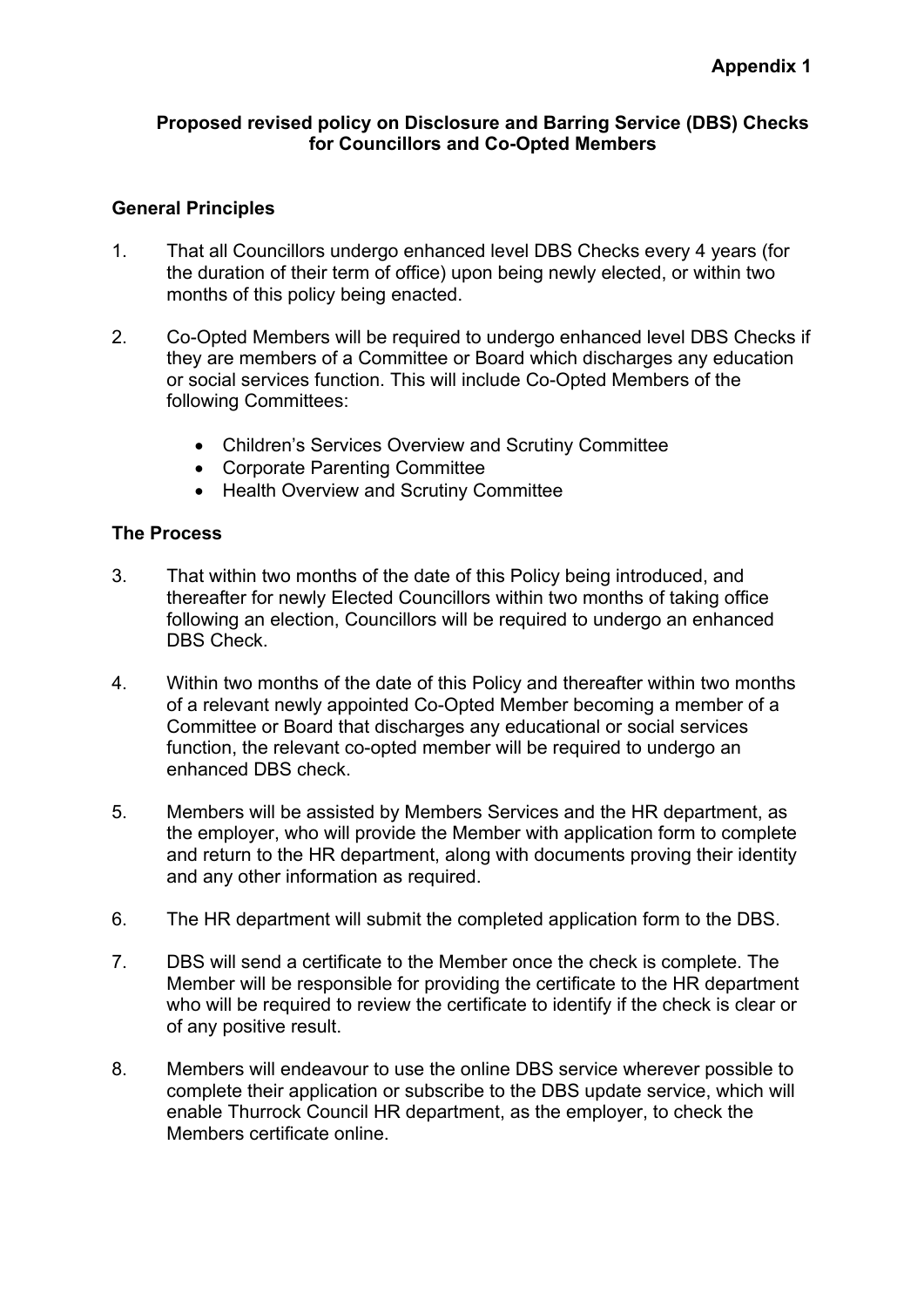**Appendix 1**

**Proposed revised policy on Disclosure and Barring Service (DBS) Checks for Councillors and Co-Opted Members**

## General Principles

1. That all Councillors undergo enhanced level DBS Checks every 4 years (for the duration of their term of office) upon being newly elected, or within two months of this policy being enacted.

2. Co-Opted Members will be required to undergo enhanced level DBS Checks if they are members of a Committee or Board which discharges any education or social services function. This will include Co-Opted Members of the following Committees:

   - Children's Services Overview and Scrutiny Committee
   - Corporate Parenting Committee
   - Health Overview and Scrutiny Committee

## The Process

3. That within two months of the date of this Policy being introduced, and thereafter for newly Elected Councillors within two months of taking office following an election, Councillors will be required to undergo an enhanced DBS Check.

4. Within two months of the date of this Policy and thereafter within two months of a relevant newly appointed Co-Opted Member becoming a member of a Committee or Board that discharges any educational or social services function, the relevant co-opted member will be required to undergo an enhanced DBS check.

5. Members will be assisted by Members Services and the HR department, as the employer, who will provide the Member with application form to complete and return to the HR department, along with documents proving their identity and any other information as required.

6. The HR department will submit the completed application form to the DBS.

7. DBS will send a certificate to the Member once the check is complete. The Member will be responsible for providing the certificate to the HR department who will be required to review the certificate to identify if the check is clear or of any positive result.

8. Members will endeavour to use the online DBS service wherever possible to complete their application or subscribe to the DBS update service, which will enable Thurrock Council HR department, as the employer, to check the Members certificate online.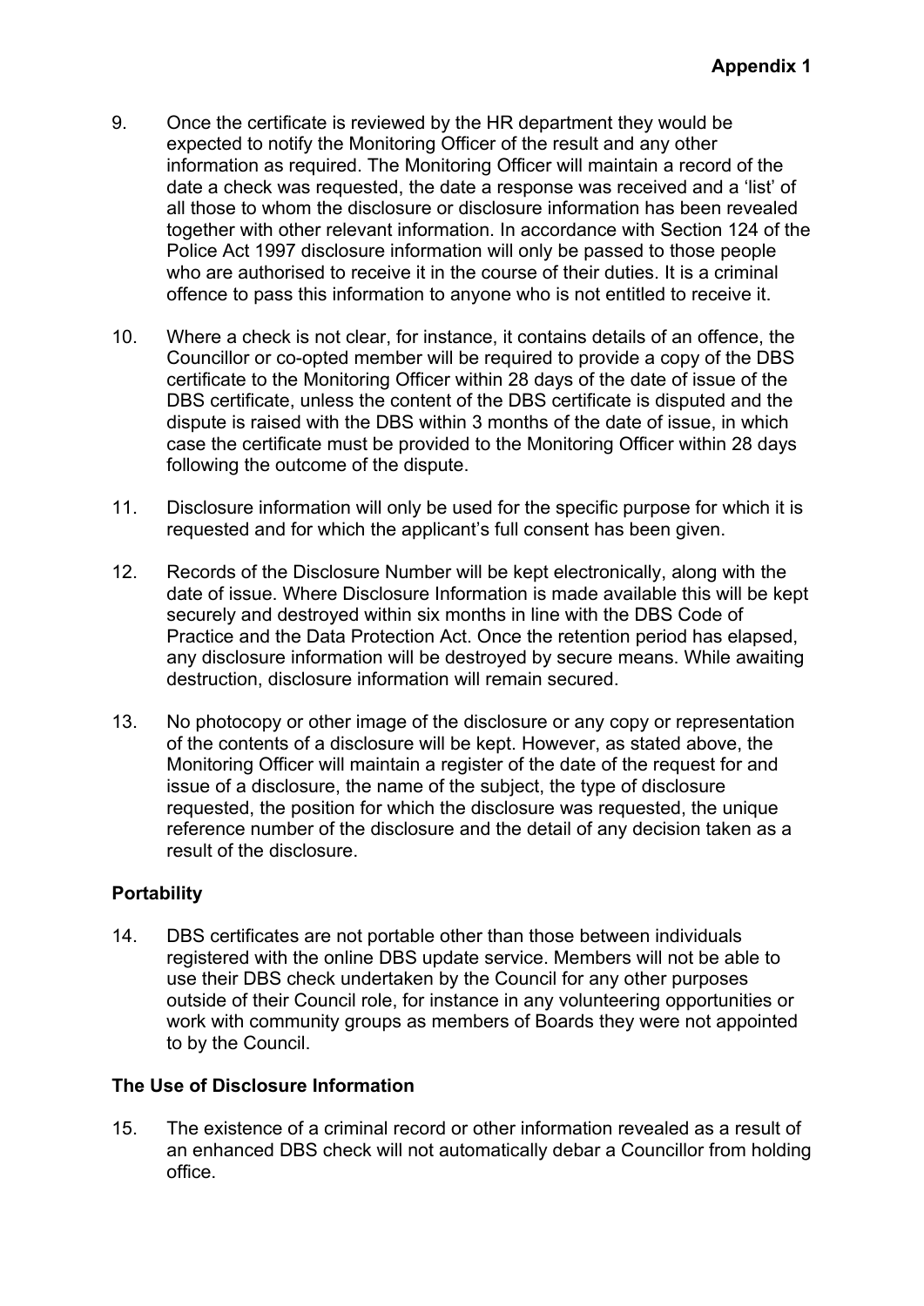9. Once the certificate is reviewed by the HR department they would be expected to notify the Monitoring Officer of the result and any other information as required. The Monitoring Officer will maintain a record of the date a check was requested, the date a response was received and a 'list' of all those to whom the disclosure or disclosure information has been revealed together with other relevant information. In accordance with Section 124 of the Police Act 1997 disclosure information will only be passed to those people who are authorised to receive it in the course of their duties. It is a criminal offence to pass this information to anyone who is not entitled to receive it.

10. Where a check is not clear, for instance, it contains details of an offence, the Councillor or co-opted member will be required to provide a copy of the DBS certificate to the Monitoring Officer within 28 days of the date of issue of the DBS certificate, unless the content of the DBS certificate is disputed and the dispute is raised with the DBS within 3 months of the date of issue, in which case the certificate must be provided to the Monitoring Officer within 28 days following the outcome of the dispute.

11. Disclosure information will only be used for the specific purpose for which it is requested and for which the applicant's full consent has been given.

12. Records of the Disclosure Number will be kept electronically, along with the date of issue. Where Disclosure Information is made available this will be kept securely and destroyed within six months in line with the DBS Code of Practice and the Data Protection Act. Once the retention period has elapsed, any disclosure information will be destroyed by secure means. While awaiting destruction, disclosure information will remain secured.

13. No photocopy or other image of the disclosure or any copy or representation of the contents of a disclosure will be kept. However, as stated above, the Monitoring Officer will maintain a register of the date of the request for and issue of a disclosure, the name of the subject, the type of disclosure requested, the position for which the disclosure was requested, the unique reference number of the disclosure and the detail of any decision taken as a result of the disclosure.

**Portability**

14. DBS certificates are not portable other than those between individuals registered with the online DBS update service. Members will not be able to use their DBS check undertaken by the Council for any other purposes outside of their Council role, for instance in any volunteering opportunities or work with community groups as members of Boards they were not appointed to by the Council.

**The Use of Disclosure Information**

15. The existence of a criminal record or other information revealed as a result of an enhanced DBS check will not automatically debar a Councillor from holding office.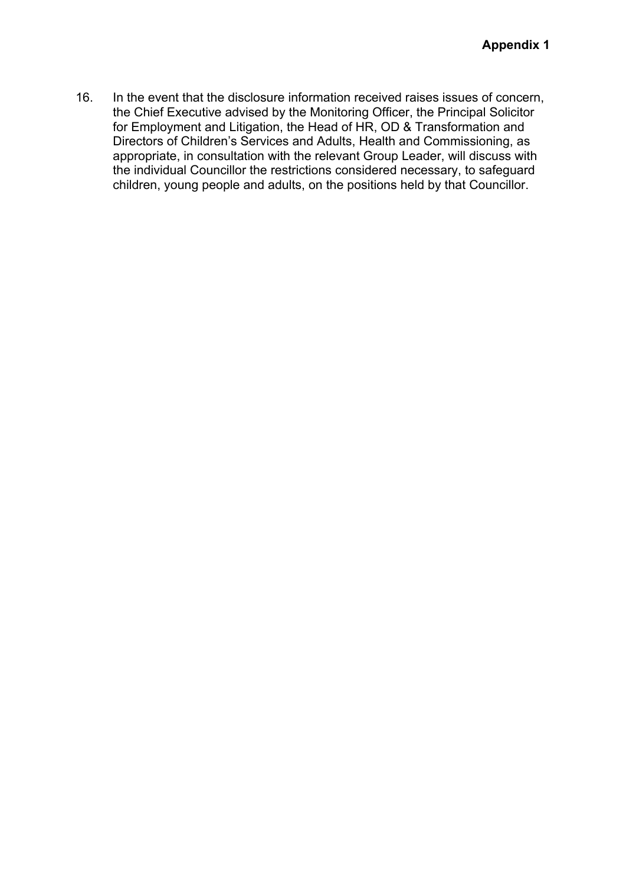**Appendix 1**

16. In the event that the disclosure information received raises issues of concern, the Chief Executive advised by the Monitoring Officer, the Principal Solicitor for Employment and Litigation, the Head of HR, OD & Transformation and Directors of Children's Services and Adults, Health and Commissioning, as appropriate, in consultation with the relevant Group Leader, will discuss with the individual Councillor the restrictions considered necessary, to safeguard children, young people and adults, on the positions held by that Councillor.